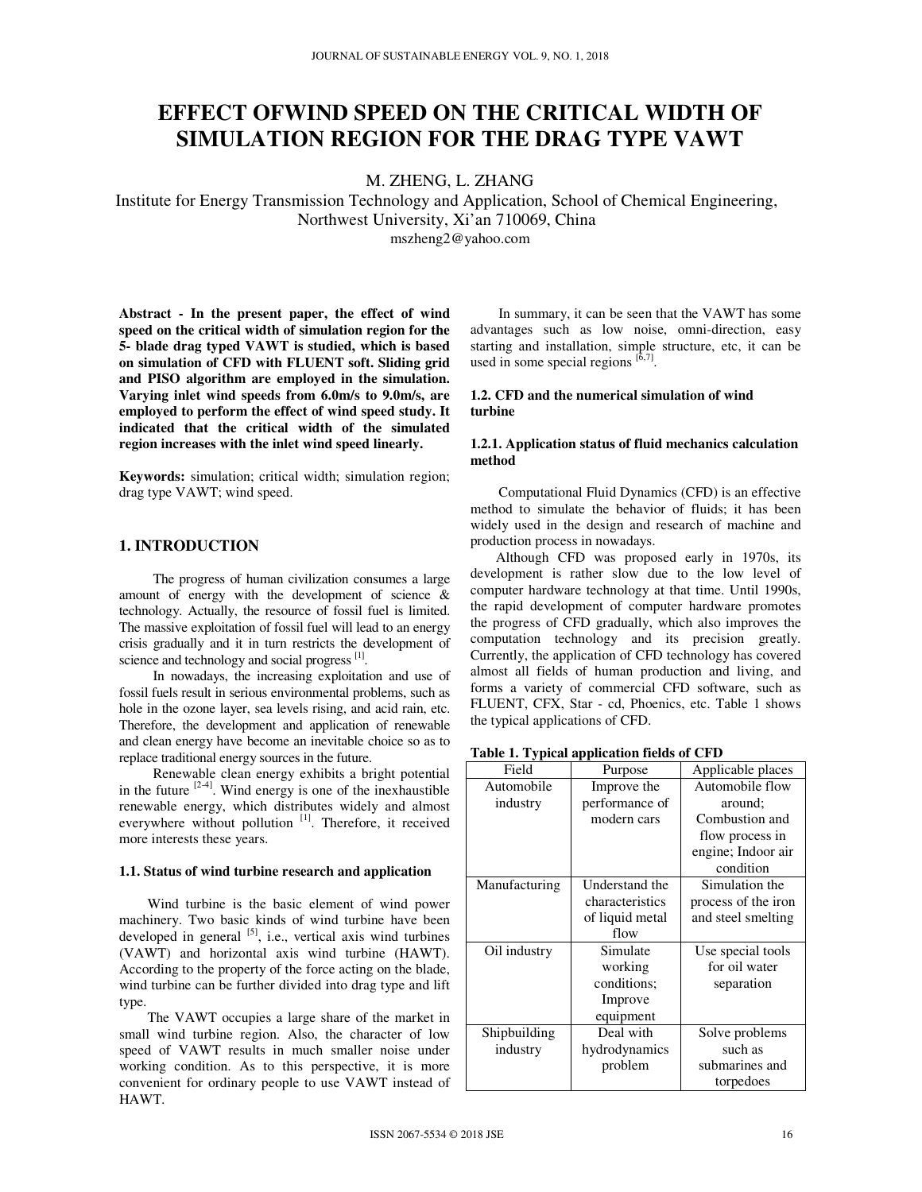# EFFECT OFWIND SPEED ON THE CRITICAL WIDTH OF SIMULATION REGION FOR THE DRAG TYPE VAWT

M. ZHENG, L. ZHANG

Institute for Energy Transmission Technology and Application, School of Chemical Engineering, Northwest University, Xi'an 710069, China

mszheng2@yahoo.com

**Abstract - In the present paper, the effect of wind speed on the critical width of simulation region for the 5- blade drag typed VAWT is studied, which is based on simulation of CFD with FLUENT soft. Sliding grid and PISO algorithm are employed in the simulation. Varying inlet wind speeds from 6.0m/s to 9.0m/s, are employed to perform the effect of wind speed study. It indicated that the critical width of the simulated region increases with the inlet wind speed linearly.**

**Keywords:** simulation; critical width; simulation region; drag type VAWT; wind speed.

## 1. INTRODUCTION

The progress of human civilization consumes a large amount of energy with the development of science & technology. Actually, the resource of fossil fuel is limited. The massive exploitation of fossil fuel will lead to an energy crisis gradually and it in turn restricts the development of science and technology and social progress [1].

In nowadays, the increasing exploitation and use of fossil fuels result in serious environmental problems, such as hole in the ozone layer, sea levels rising, and acid rain, etc. Therefore, the development and application of renewable and clean energy have become an inevitable choice so as to replace traditional energy sources in the future.

Renewable clean energy exhibits a bright potential in the future [2-4]. Wind energy is one of the inexhaustible renewable energy, which distributes widely and almost everywhere without pollution [1]. Therefore, it received more interests these years.

### 1.1. Status of wind turbine research and application

Wind turbine is the basic element of wind power machinery. Two basic kinds of wind turbine have been developed in general [5], i.e., vertical axis wind turbines (VAWT) and horizontal axis wind turbine (HAWT). According to the property of the force acting on the blade, wind turbine can be further divided into drag type and lift type.

The VAWT occupies a large share of the market in small wind turbine region. Also, the character of low speed of VAWT results in much smaller noise under working condition. As to this perspective, it is more convenient for ordinary people to use VAWT instead of HAWT.

In summary, it can be seen that the VAWT has some advantages such as low noise, omni-direction, easy starting and installation, simple structure, etc, it can be used in some special regions [6,7].

### 1.2. CFD and the numerical simulation of wind turbine

#### 1.2.1. Application status of fluid mechanics calculation method

Computational Fluid Dynamics (CFD) is an effective method to simulate the behavior of fluids; it has been widely used in the design and research of machine and production process in nowadays.

Although CFD was proposed early in 1970s, its development is rather slow due to the low level of computer hardware technology at that time. Until 1990s, the rapid development of computer hardware promotes the progress of CFD gradually, which also improves the computation technology and its precision greatly. Currently, the application of CFD technology has covered almost all fields of human production and living, and forms a variety of commercial CFD software, such as FLUENT, CFX, Star - cd, Phoenics, etc. Table 1 shows the typical applications of CFD.

**Table 1. Typical application fields of CFD**

| Field | Purpose | Applicable places |
| --- | --- | --- |
| Automobile industry | Improve the performance of modern cars | Automobile flow around; Combustion and flow process in engine; Indoor air condition |
| Manufacturing | Understand the characteristics of liquid metal flow | Simulation the process of the iron and steel smelting |
| Oil industry | Simulate working conditions; Improve equipment | Use special tools for oil water separation |
| Shipbuilding industry | Deal with hydrodynamics problem | Solve problems such as submarines and torpedoes |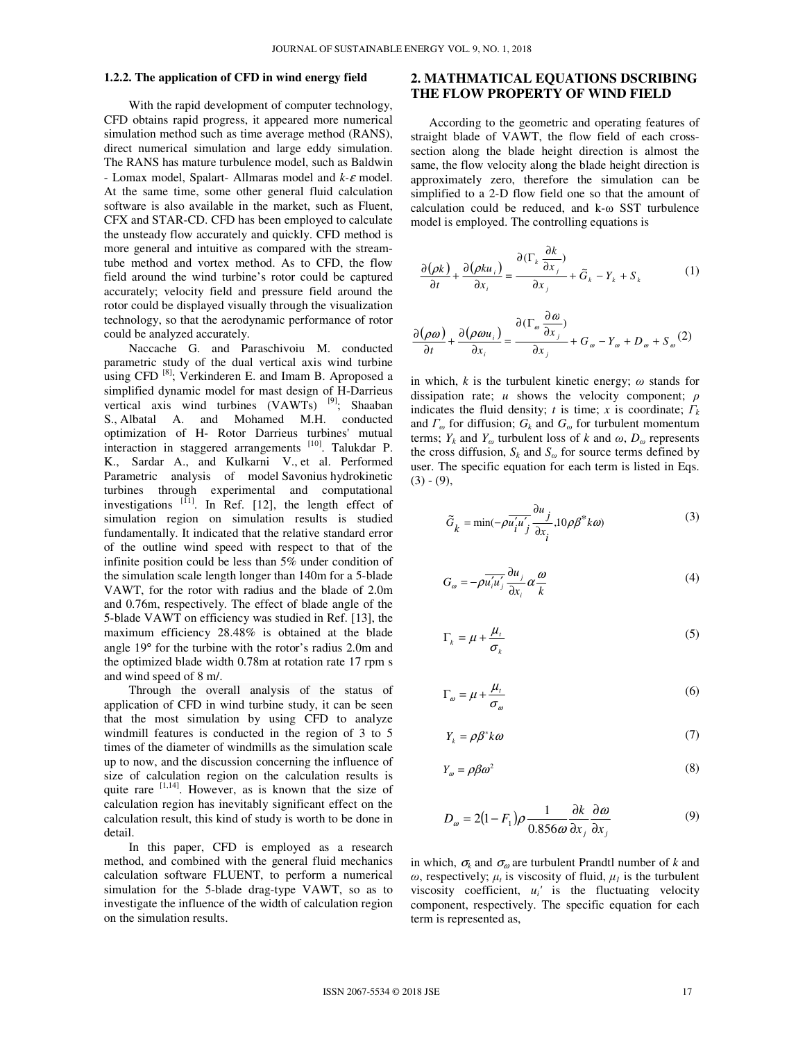### 1.2.2. The application of CFD in wind energy field

With the rapid development of computer technology, CFD obtains rapid progress, it appeared more numerical simulation method such as time average method (RANS), direct numerical simulation and large eddy simulation. The RANS has mature turbulence model, such as Baldwin - Lomax model, Spalart- Allmaras model and $k$-$\varepsilon$ model. At the same time, some other general fluid calculation software is also available in the market, such as Fluent, CFX and STAR-CD. CFD has been employed to calculate the unsteady flow accurately and quickly. CFD method is more general and intuitive as compared with the stream-tube method and vortex method. As to CFD, the flow field around the wind turbine's rotor could be captured accurately; velocity field and pressure field around the rotor could be displayed visually through the visualization technology, so that the aerodynamic performance of rotor could be analyzed accurately.

Naccache G. and Paraschivoiu M. conducted parametric study of the dual vertical axis wind turbine using CFD [8]; Verkinderen E. and Imam B. Aproposed a simplified dynamic model for mast design of H-Darrieus vertical axis wind turbines (VAWTs) [9]; Shaaban S., Albatal A. and Mohamed M.H. conducted optimization of H- Rotor Darrieus turbines' mutual interaction in staggered arrangements [10]. Talukdar P. K., Sardar A., and Kulkarni V., et al. Performed Parametric analysis of model Savonius hydrokinetic turbines through experimental and computational investigations [11]. In Ref. [12], the length effect of simulation region on simulation results is studied fundamentally. It indicated that the relative standard error of the outline wind speed with respect to that of the infinite position could be less than 5% under condition of the simulation scale length longer than 140m for a 5-blade VAWT, for the rotor with radius and the blade of 2.0m and 0.76m, respectively. The effect of blade angle of the 5-blade VAWT on efficiency was studied in Ref. [13], the maximum efficiency 28.48% is obtained at the blade angle 19° for the turbine with the rotor's radius 2.0m and the optimized blade width 0.78m at rotation rate 17 rpm s and wind speed of 8 m/.

Through the overall analysis of the status of application of CFD in wind turbine study, it can be seen that the most simulation by using CFD to analyze windmill features is conducted in the region of 3 to 5 times of the diameter of windmills as the simulation scale up to now, and the discussion concerning the influence of size of calculation region on the calculation results is quite rare [1,14]. However, as is known that the size of calculation region has inevitably significant effect on the calculation result, this kind of study is worth to be done in detail.

In this paper, CFD is employed as a research method, and combined with the general fluid mechanics calculation software FLUENT, to perform a numerical simulation for the 5-blade drag-type VAWT, so as to investigate the influence of the width of calculation region on the simulation results.

## 2. MATHMATICAL EQUATIONS DSCRIBING THE FLOW PROPERTY OF WIND FIELD

According to the geometric and operating features of straight blade of VAWT, the flow field of each cross-section along the blade height direction is almost the same, the flow velocity along the blade height direction is approximately zero, therefore the simulation can be simplified to a 2-D flow field one so that the amount of calculation could be reduced, and k-ω SST turbulence model is employed. The controlling equations is

$$\frac{\partial(\rho k)}{\partial t}+\frac{\partial(\rho k u_i)}{\partial x_i}=\frac{\partial(\Gamma_k \frac{\partial k}{\partial x_j})}{\partial x_j}+\tilde{G}_k-Y_k+S_k \tag{1}$$

$$\frac{\partial(\rho \omega)}{\partial t}+\frac{\partial(\rho \omega u_i)}{\partial x_i}=\frac{\partial(\Gamma_\omega \frac{\partial \omega}{\partial x_j})}{\partial x_j}+G_\omega-Y_\omega+D_\omega+S_\omega \tag{2}$$

in which, $k$ is the turbulent kinetic energy; $\omega$ stands for dissipation rate; $\rho$ indicates the fluid density; $t$ is time; $x$ is coordinate; $\Gamma_k$ and $\Gamma_\omega$ for diffusion; $G_k$ and $G_\omega$ for turbulent momentum terms; $Y_k$ and $Y_\omega$ turbulent loss of $k$ and $\omega$, $D_\omega$ represents the cross diffusion, $S_k$ and $S_\omega$ for source terms defined by user. The specific equation for each term is listed in Eqs. (3) - (9),

$$\tilde{G}_k=\min(-\rho\overline{u_i'u_j'}\frac{\partial u_j}{\partial x_i},10\rho\beta^* k\omega) \tag{3}$$

$$G_\omega=-\rho\overline{u_i'u_j'}\frac{\partial u_j}{\partial x_i}\alpha\frac{\omega}{k} \tag{4}$$

$$\Gamma_k=\mu+\frac{\mu_t}{\sigma_k} \tag{5}$$

$$\Gamma_\omega=\mu+\frac{\mu_t}{\sigma_\omega} \tag{6}$$

$$Y_k=\rho\beta^* k\omega \tag{7}$$

$$Y_\omega=\rho\beta\omega^2 \tag{8}$$

$$D_\omega=2(1-F_1)\rho\frac{1}{0.856\omega}\frac{\partial k}{\partial x_j}\frac{\partial \omega}{\partial x_j} \tag{9}$$

in which, $\sigma_k$ and $\sigma_\omega$ are turbulent Prandtl number of $k$ and $\omega$, respectively; $\mu_t$ is viscosity of fluid, $\mu_l$ is the turbulent viscosity coefficient, $u_i'$ is the fluctuating velocity component, respectively. The specific equation for each term is represented as,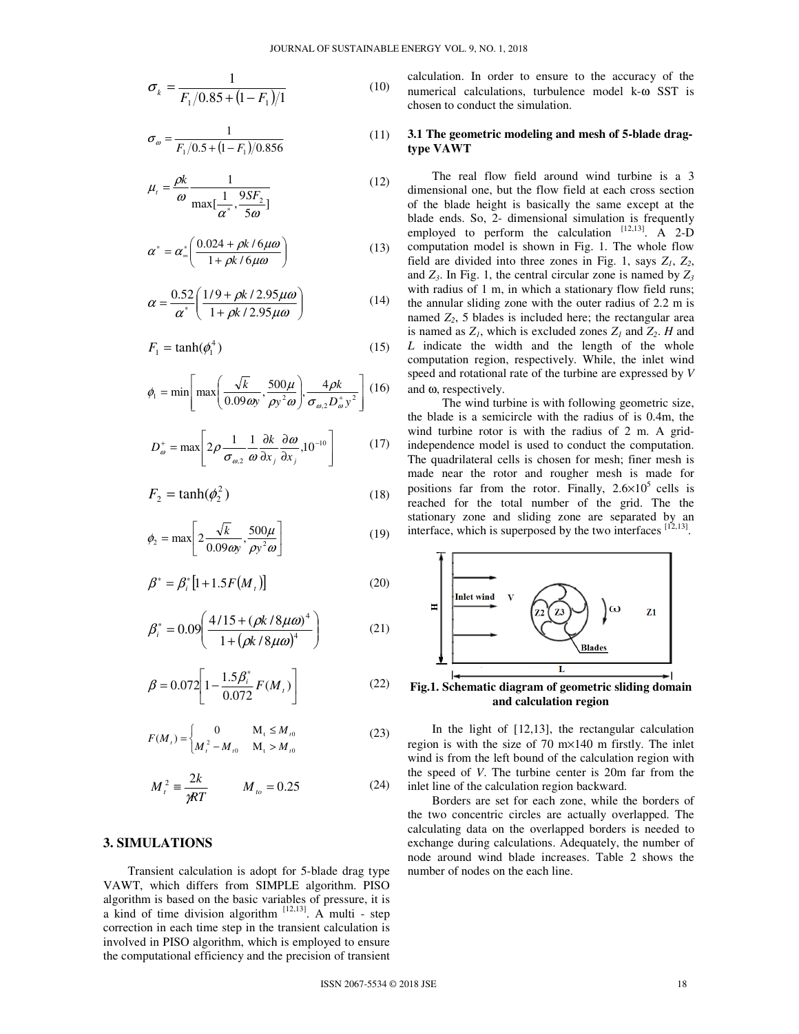$$\sigma_k = \frac{1}{F_1/0.85 + (1 - F_1)/1} \tag{10}$$

$$\sigma_\omega = \frac{1}{F_1/0.5 + (1 - F_1)/0.856} \tag{11}$$

$$\mu_t = \frac{\rho k}{\omega} \frac{1}{\max[\frac{1}{\alpha^*}, \frac{9SF_2}{5\omega}]} \tag{12}$$

$$\alpha^* = \alpha_\infty^* \left( \frac{0.024 + \rho k / 6\mu\omega}{1 + \rho k / 6\mu\omega} \right) \tag{13}$$

$$\alpha = \frac{0.52}{\alpha^*} \left( \frac{1/9 + \rho k / 2.95\mu\omega}{1 + \rho k / 2.95\mu\omega} \right) \tag{14}$$

$$F_1 = \tanh(\phi_1^4) \tag{15}$$

$$\phi_1 = \min\left[ \max\left( \frac{\sqrt{k}}{0.09\omega y}, \frac{500\mu}{\rho y^2 \omega} \right), \frac{4\rho k}{\sigma_{\omega,2} D_\omega^+ y^2} \right] \tag{16}$$

$$D_\omega^+ = \max\left[ 2\rho \frac{1}{\sigma_{\omega,2}} \frac{1}{\omega} \frac{\partial k}{\partial x_j} \frac{\partial \omega}{\partial x_j}, 10^{-10} \right] \tag{17}$$

$$F_2 = \tanh(\phi_2^2) \tag{18}$$

$$\phi_2 = \max\left[ 2\frac{\sqrt{k}}{0.09\omega y}, \frac{500\mu}{\rho y^2 \omega} \right] \tag{19}$$

$$\beta^* = \beta_i^* \left[ 1 + 1.5F(M_t) \right] \tag{20}$$

$$\beta_i^* = 0.09 \left( \frac{4/15 + (\rho k / 8\mu\omega)^4}{1 + (\rho k / 8\mu\omega)^4} \right) \tag{21}$$

$$\beta = 0.072 \left[ 1 - \frac{1.5\beta_i^*}{0.072} F(M_t) \right] \tag{22}$$

$$F(M_t) = \begin{cases} 0 & \mathrm{M_t} \le M_{t0} \\ M_t^2 - M_{t0} & \mathrm{M_t} > M_{t0} \end{cases} \tag{23}$$

$$M_t^2 \equiv \frac{2k}{\gamma RT} \qquad M_{to} = 0.25 \tag{24}$$

## 3. SIMULATIONS

Transient calculation is adopt for 5-blade drag type VAWT, which differs from SIMPLE algorithm. PISO algorithm is based on the basic variables of pressure, it is a kind of time division algorithm [12,13]. A multi - step correction in each time step in the transient calculation is involved in PISO algorithm, which is employed to ensure the computational efficiency and the precision of transient calculation. In order to ensure to the accuracy of the numerical calculations, turbulence model k-ω SST is chosen to conduct the simulation.

### 3.1 The geometric modeling and mesh of 5-blade drag-type VAWT

The real flow field around wind turbine is a 3 dimensional one, but the flow field at each cross section of the blade height is basically the same except at the blade ends. So, 2- dimensional simulation is frequently employed to perform the calculation [12,13]. A 2-D computation model is shown in Fig. 1. The whole flow field are divided into three zones in Fig. 1, says $Z_1$, $Z_2$, and $Z_3$. In Fig. 1, the central circular zone is named by $Z_3$ with radius of 1 m, in which a stationary flow field runs; the annular sliding zone with the outer radius of 2.2 m is named $Z_2$, 5 blades is included here; the rectangular area is named as $Z_1$, which is excluded zones $Z_1$ and $Z_2$. *H* and *L* indicate the width and the length of the whole computation region, respectively. While, the inlet wind speed and rotational rate of the turbine are expressed by *V* and ω, respectively.

The wind turbine is with following geometric size, the blade is a semicircle with the radius of is 0.4m, the wind turbine rotor is with the radius of 2 m. A grid-independence model is used to conduct the computation. The quadrilateral cells is chosen for mesh; finer mesh is made near the rotor and rougher mesh is made for positions far from the rotor. Finally, $2.6\times10^5$ cells is reached for the total number of the grid. The the stationary zone and sliding zone are separated by an interface, which is superposed by the two interfaces [12,13].

**Fig.1. Schematic diagram of geometric sliding domain and calculation region**

In the light of [12,13], the rectangular calculation region is with the size of 70 m×140 m firstly. The inlet wind is from the left bound of the calculation region with the speed of *V*. The turbine center is 20m far from the inlet line of the calculation region backward.

Borders are set for each zone, while the borders of the two concentric circles are actually overlapped. The calculating data on the overlapped borders is needed to exchange during calculations. Adequately, the number of node around wind blade increases. Table 2 shows the number of nodes on the each line.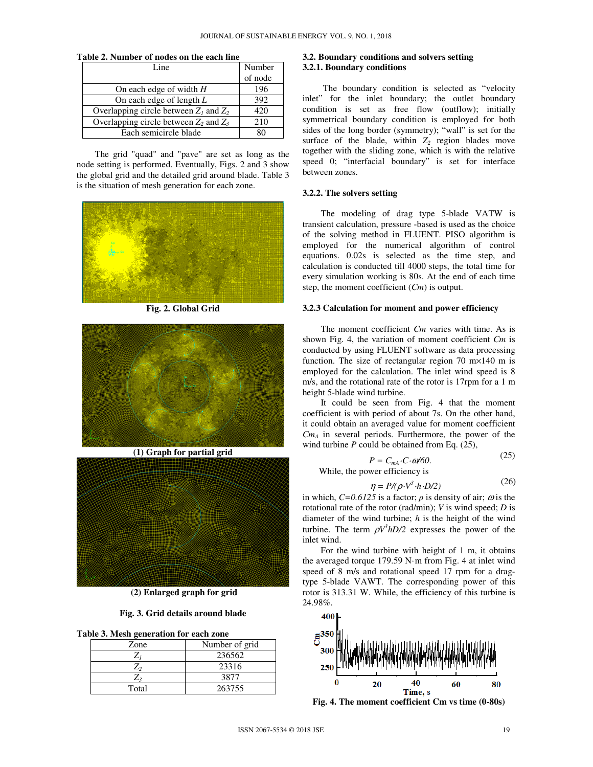**Table 2. Number of nodes on the each line**

| Line | Number of node |
|---|---|
| On each edge of width $H$ | 196 |
| On each edge of length $L$ | 392 |
| Overlapping circle between $Z_1$ and $Z_2$ | 420 |
| Overlapping circle between $Z_2$ and $Z_3$ | 210 |
| Each semicircle blade | 80 |

The grid "quad" and "pave" are set as long as the node setting is performed. Eventually, Figs. 2 and 3 show the global grid and the detailed grid around blade. Table 3 is the situation of mesh generation for each zone.

**Fig. 2. Global Grid**

**(1) Graph for partial grid**

**(2) Enlarged graph for grid**

**Fig. 3. Grid details around blade**

**Table 3. Mesh generation for each zone**

| Zone | Number of grid |
|---|---|
| $Z_1$ | 236562 |
| $Z_2$ | 23316 |
| $Z_3$ | 3877 |
| Total | 263755 |

### 3.2. Boundary conditions and solvers setting

#### 3.2.1. Boundary conditions

The boundary condition is selected as "velocity inlet" for the inlet boundary; the outlet boundary condition is set as free flow (outflow); initially symmetrical boundary condition is employed for both sides of the long border (symmetry); "wall" is set for the surface of the blade, within $Z_2$ region blades move together with the sliding zone, which is with the relative speed 0; "interfacial boundary" is set for interface between zones.

#### 3.2.2. The solvers setting

The modeling of drag type 5-blade VATW is transient calculation, pressure -based is used as the choice of the solving method in FLUENT. PISO algorithm is employed for the numerical algorithm of control equations. 0.02s is selected as the time step, and calculation is conducted till 4000 steps, the total time for every simulation working is 80s. At the end of each time step, the moment coefficient ($Cm$) is output.

#### 3.2.3 Calculation for moment and power efficiency

The moment coefficient $Cm$ varies with time. As is shown Fig. 4, the variation of moment coefficient $Cm$ is conducted by using FLUENT software as data processing function. The size of rectangular region 70 m×140 m is employed for the calculation. The inlet wind speed is 8 m/s, and the rotational rate of the rotor is 17rpm for a 1 m height 5-blade wind turbine.

It could be seen from Fig. 4 that the moment coefficient is with period of about 7s. On the other hand, it could obtain an averaged value for moment coefficient $Cm_A$ in several periods. Furthermore, the power of the wind turbine $P$ could be obtained from Eq. (25),

$$P = C_{mA} \cdot C \cdot \omega / 60. \tag{25}$$

While, the power efficiency is

$$\eta = P / (\rho \cdot V^3 \cdot h \cdot D/2) \tag{26}$$

in which, $C=0.6125$ is a factor; $\rho$ is density of air; $\omega$ is the rotational rate of the rotor (rad/min); $V$ is wind speed; $D$ is diameter of the wind turbine; $h$ is the height of the wind turbine. The term $\rho V^3 hD/2$ expresses the power of the inlet wind.

For the wind turbine with height of 1 m, it obtains the averaged torque 179.59 N·m from Fig. 4 at inlet wind speed of 8 m/s and rotational speed 17 rpm for a drag-type 5-blade VAWT. The corresponding power of this rotor is 313.31 W. While, the efficiency of this turbine is 24.98%.

**Fig. 4. The moment coefficient Cm vs time (0-80s)**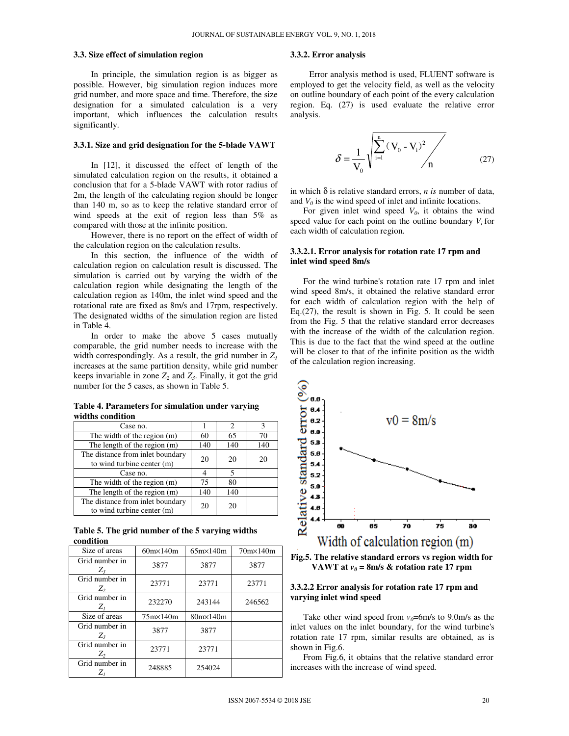### 3.3. Size effect of simulation region

In principle, the simulation region is as bigger as possible. However, big simulation region induces more grid number, and more space and time. Therefore, the size designation for a simulated calculation is a very important, which influences the calculation results significantly.

#### 3.3.1. Size and grid designation for the 5-blade VAWT

In [12], it discussed the effect of length of the simulated calculation region on the results, it obtained a conclusion that for a 5-blade VAWT with rotor radius of 2m, the length of the calculating region should be longer than 140 m, so as to keep the relative standard error of wind speeds at the exit of region less than 5% as compared with those at the infinite position.

However, there is no report on the effect of width of the calculation region on the calculation results.

In this section, the influence of the width of calculation region on calculation result is discussed. The simulation is carried out by varying the width of the calculation region while designating the length of the calculation region as 140m, the inlet wind speed and the rotational rate are fixed as 8m/s and 17rpm, respectively. The designated widths of the simulation region are listed in Table 4.

In order to make the above 5 cases mutually comparable, the grid number needs to increase with the width correspondingly. As a result, the grid number in $Z_1$ increases at the same partition density, while grid number keeps invariable in zone $Z_2$ and $Z_3$. Finally, it got the grid number for the 5 cases, as shown in Table 5.

**Table 4. Parameters for simulation under varying widths condition**

| Case no. | 1 | 2 | 3 |
|---|---|---|---|
| The width of the region (m) | 60 | 65 | 70 |
| The length of the region (m) | 140 | 140 | 140 |
| The distance from inlet boundary to wind turbine center (m) | 20 | 20 | 20 |
| Case no. | 4 | 5 | |
| The width of the region (m) | 75 | 80 | |
| The length of the region (m) | 140 | 140 | |
| The distance from inlet boundary to wind turbine center (m) | 20 | 20 | |

**Table 5. The grid number of the 5 varying widths condition**

| Size of areas | 60m×140m | 65m×140m | 70m×140m |
|---|---|---|---|
| Grid number in $Z_3$ | 3877 | 3877 | 3877 |
| Grid number in $Z_2$ | 23771 | 23771 | 23771 |
| Grid number in $Z_1$ | 232270 | 243144 | 246562 |
| Size of areas | 75m×140m | 80m×140m | |
| Grid number in $Z_3$ | 3877 | 3877 | |
| Grid number in $Z_2$ | 23771 | 23771 | |
| Grid number in $Z_1$ | 248885 | 254024 | |

#### 3.3.2. Error analysis

Error analysis method is used, FLUENT software is employed to get the velocity field, as well as the velocity on outline boundary of each point of the every calculation region. Eq. (27) is used evaluate the relative error analysis.

$$\delta = \frac{1}{V_0}\sqrt{\sum_{i=1}^{n}(V_0 - V_i)^2 \Big/ n} \qquad (27)$$

in which δ is relative standard errors, *n is* number of data, and $V_0$ is the wind speed of inlet and infinite locations.

For given inlet wind speed $V_0$, it obtains the wind speed value for each point on the outline boundary $V_i$ for each width of calculation region.

##### 3.3.2.1. Error analysis for rotation rate 17 rpm and inlet wind speed 8m/s

For the wind turbine's rotation rate 17 rpm and inlet wind speed 8m/s, it obtained the relative standard error for each width of calculation region with the help of Eq.(27), the result is shown in Fig. 5. It could be seen from the Fig. 5 that the relative standard error decreases with the increase of the width of the calculation region. This is due to the fact that the wind speed at the outline will be closer to that of the infinite position as the width of the calculation region increasing.

**Fig.5. The relative standard errors vs region width for VAWT at $v_0$ = 8m/s & rotation rate 17 rpm**

##### 3.3.2.2 Error analysis for rotation rate 17 rpm and varying inlet wind speed

Take other wind speed from $v_0$=6m/s to 9.0m/s as the inlet values on the inlet boundary, for the wind turbine's rotation rate 17 rpm, similar results are obtained, as is shown in Fig.6.

From Fig.6, it obtains that the relative standard error increases with the increase of wind speed.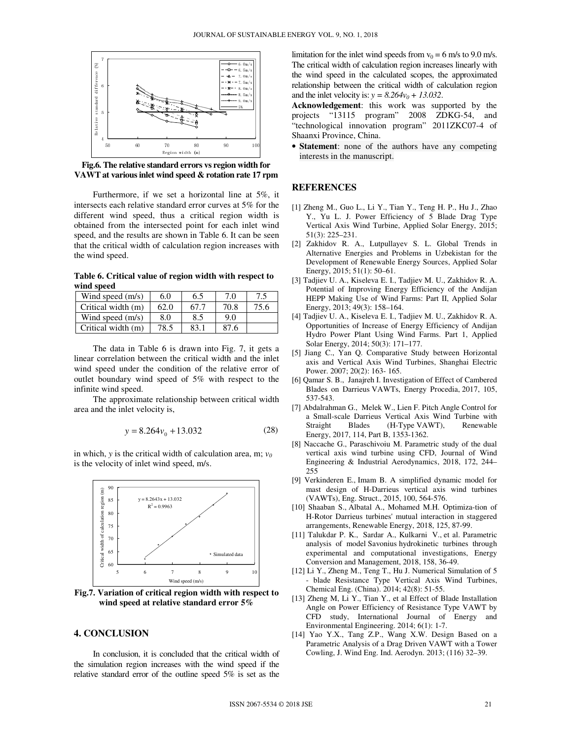7

6

5

4

Relative standard difference (%)

50 60 70 80 90 100

Region width (m)

6.0m/s
6.5m/s
7.0m/s
7.5m/s
8.0m/s
8.5m/s
9.0m/s
5%

**Fig.6. The relative standard errors vs region width for VAWT at various inlet wind speed & rotation rate 17 rpm**

Furthermore, if we set a horizontal line at 5%, it intersects each relative standard error curves at 5% for the different wind speed, thus a critical region width is obtained from the intersected point for each inlet wind speed, and the results are shown in Table 6. It can be seen that the critical width of calculation region increases with the wind speed.

**Table 6. Critical value of region width with respect to wind speed**

| | | | | |
|---|---|---|---|---|
| Wind speed (m/s) | 6.0 | 6.5 | 7.0 | 7.5 |
| Critical width (m) | 62.0 | 67.7 | 70.8 | 75.6 |
| Wind speed (m/s) | 8.0 | 8.5 | 9.0 | |
| Critical width (m) | 78.5 | 83.1 | 87.6 | |

The data in Table 6 is drawn into Fig. 7, it gets a linear correlation between the critical width and the inlet wind speed under the condition of the relative error of outlet boundary wind speed of 5% with respect to the infinite wind speed.

The approximate relationship between critical width area and the inlet velocity is,

$$y = 8.264v_0 + 13.032 \tag{28}$$

in which, $y$ is the critical width of calculation area, m; $v_0$ is the velocity of inlet wind speed, m/s.

90

85

80

75

70

65

60

Critical width of calculation region (m)

5 6 7 8 9 10

Wind speed (m/s)

y = 8.2643x + 13.032
$R^2 = 0.9963$

Simulated data

**Fig.7. Variation of critical region width with respect to wind speed at relative standard error 5%**

## 4. CONCLUSION

In conclusion, it is concluded that the critical width of the simulation region increases with the wind speed if the relative standard error of the outline speed 5% is set as the limitation for the inlet wind speeds from $v_0$ = 6 m/s to 9.0 m/s. The critical width of calculation region increases linearly with the wind speed in the calculated scopes, the approximated relationship between the critical width of calculation region and the inlet velocity is: $y = 8.264v_0 + 13.032$.

**Acknowledgement**: this work was supported by the projects "13115 program" 2008 ZDKG-54, and "technological innovation program" 2011ZKC07-4 of Shaanxi Province, China.

- **Statement**: none of the authors have any competing interests in the manuscript.

## REFERENCES

[1] Zheng M., Guo L., Li Y., Tian Y., Teng H. P., Hu J., Zhao Y., Yu L. J. Power Efficiency of 5 Blade Drag Type Vertical Axis Wind Turbine, Applied Solar Energy, 2015; 51(3): 225–231.

[2] Zakhidov R. A., Lutpullayev S. L. Global Trends in Alternative Energies and Problems in Uzbekistan for the Development of Renewable Energy Sources, Applied Solar Energy, 2015; 51(1): 50–61.

[3] Tadjiev U. A., Kiseleva E. I., Tadjiev M. U., Zakhidov R. A. Potential of Improving Energy Efficiency of the Andijan HEPP Making Use of Wind Farms: Part II, Applied Solar Energy, 2013; 49(3): 158–164.

[4] Tadjiev U. A., Kiseleva E. I., Tadjiev M. U., Zakhidov R. A. Opportunities of Increase of Energy Efficiency of Andijan Hydro Power Plant Using Wind Farms. Part 1, Applied Solar Energy, 2014; 50(3): 171–177.

[5] Jiang C., Yan Q. Comparative Study between Horizontal axis and Vertical Axis Wind Turbines, Shanghai Electric Power. 2007; 20(2): 163- 165.

[6] Qamar S. B., Janajreh I. Investigation of Effect of Cambered Blades on Darrieus VAWTs, Energy Procedia, 2017, 105, 537-543.

[7] Abdalrahman G., Melek W., Lien F. Pitch Angle Control for a Small-scale Darrieus Vertical Axis Wind Turbine with Straight Blades (H-Type VAWT), Renewable Energy, 2017, 114, Part B, 1353-1362.

[8] Naccache G., Paraschivoiu M. Parametric study of the dual vertical axis wind turbine using CFD, Journal of Wind Engineering & Industrial Aerodynamics, 2018, 172, 244–255

[9] Verkinderen E., Imam B. A simplified dynamic model for mast design of H-Darrieus vertical axis wind turbines (VAWTs), Eng. Struct., 2015, 100, 564-576.

[10] Shaaban S., Albatal A., Mohamed M.H. Optimiza-tion of H-Rotor Darrieus turbines' mutual interaction in staggered arrangements, Renewable Energy, 2018, 125, 87-99.

[11] Talukdar P. K., Sardar A., Kulkarni V., et al. Parametric analysis of model Savonius hydrokinetic turbines through experimental and computational investigations, Energy Conversion and Management, 2018, 158, 36-49.

[12] Li Y., Zheng M., Teng T., Hu J. Numerical Simulation of 5 - blade Resistance Type Vertical Axis Wind Turbines, Chemical Eng. (China). 2014; 42(8): 51-55.

[13] Zheng M, Li Y., Tian Y., et al Effect of Blade Installation Angle on Power Efficiency of Resistance Type VAWT by CFD study, International Journal of Energy and Environmental Engineering. 2014; 6(1): 1-7.

[14] Yao Y.X., Tang Z.P., Wang X.W. Design Based on a Parametric Analysis of a Drag Driven VAWT with a Tower Cowling, J. Wind Eng. Ind. Aerodyn. 2013; (116) 32–39.